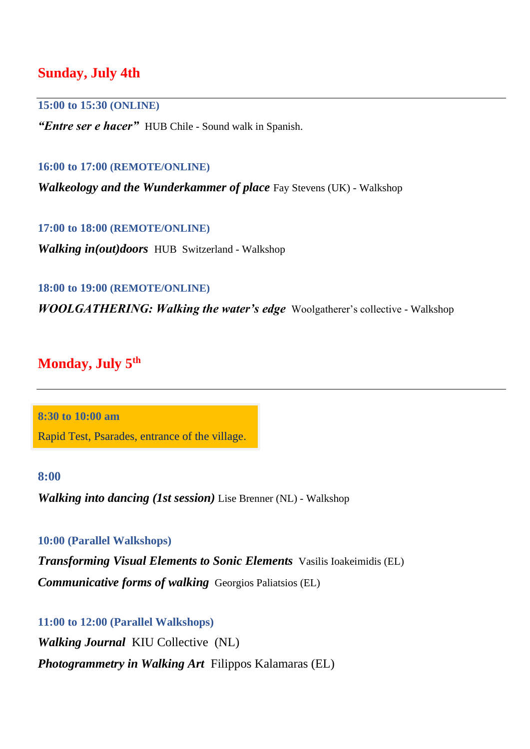## Sunday, July 4th

---

**15:00 to 15:30 (ONLINE)**

***"Entre ser e hacer"*** HUB Chile - Sound walk in Spanish.

**16:00 to 17:00 (REMOTE/ONLINE)**

***Walkeology and the Wunderkammer of place*** Fay Stevens (UK) - Walkshop

**17:00 to 18:00 (REMOTE/ONLINE)**

***Walking in(out)doors*** HUB Switzerland - Walkshop

**18:00 to 19:00 (REMOTE/ONLINE)**

***WOOLGATHERING: Walking the water's edge*** Woolgatherer's collective - Walkshop

## Monday, July 5th

---

**8:30 to 10:00 am**

Rapid Test, Psarades, entrance of the village.

**8:00**

***Walking into dancing (1st session)*** Lise Brenner (NL) - Walkshop

**10:00 (Parallel Walkshops)**

***Transforming Visual Elements to Sonic Elements*** Vasilis Ioakeimidis (EL)

***Communicative forms of walking*** Georgios Paliatsios (EL)

**11:00 to 12:00 (Parallel Walkshops)**

***Walking Journal*** KIU Collective (NL)

***Photogrammetry in Walking Art*** Filippos Kalamaras (EL)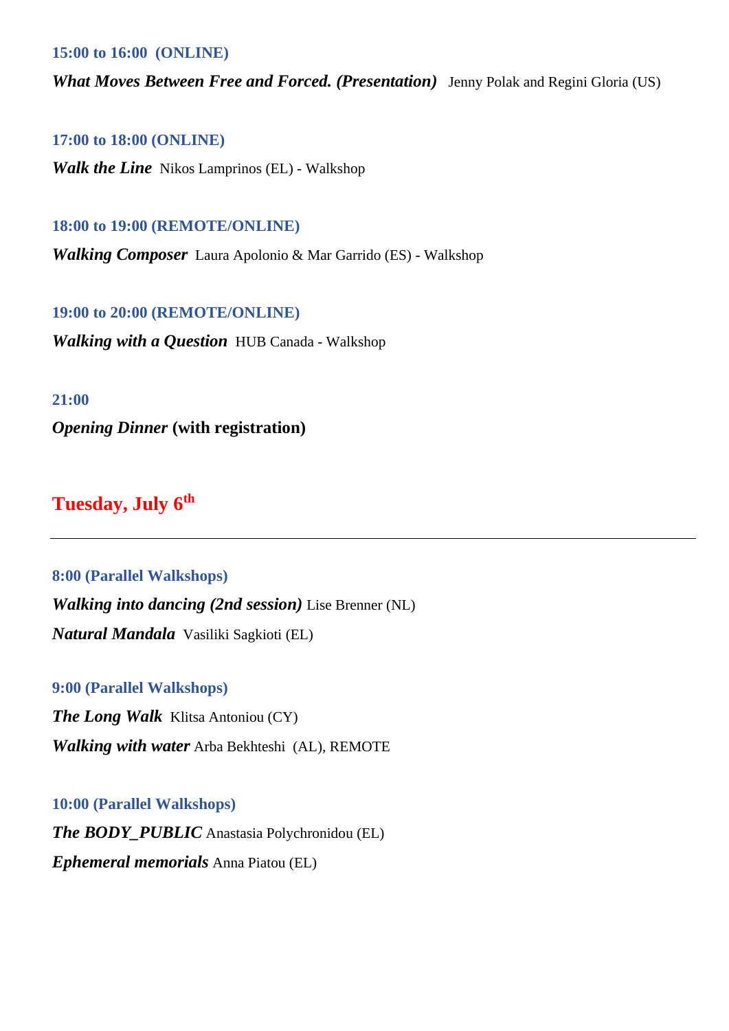**15:00 to 16:00 (ONLINE)**

***What Moves Between Free and Forced. (Presentation)*** Jenny Polak and Regini Gloria (US)

**17:00 to 18:00 (ONLINE)**

***Walk the Line*** Nikos Lamprinos (EL) - Walkshop

**18:00 to 19:00 (REMOTE/ONLINE)**

***Walking Composer*** Laura Apolonio & Mar Garrido (ES) - Walkshop

**19:00 to 20:00 (REMOTE/ONLINE)**

***Walking with a Question*** HUB Canada - Walkshop

**21:00**

***Opening Dinner*** **(with registration)**

## Tuesday, July 6th

---

**8:00 (Parallel Walkshops)**

***Walking into dancing (2nd session)*** Lise Brenner (NL)

***Natural Mandala*** Vasiliki Sagkioti (EL)

**9:00 (Parallel Walkshops)**

***The Long Walk*** Klitsa Antoniou (CY)

***Walking with water*** Arba Bekhteshi (AL), REMOTE

**10:00 (Parallel Walkshops)**

***The BODY_PUBLIC*** Anastasia Polychronidou (EL)

***Ephemeral memorials*** Anna Piatou (EL)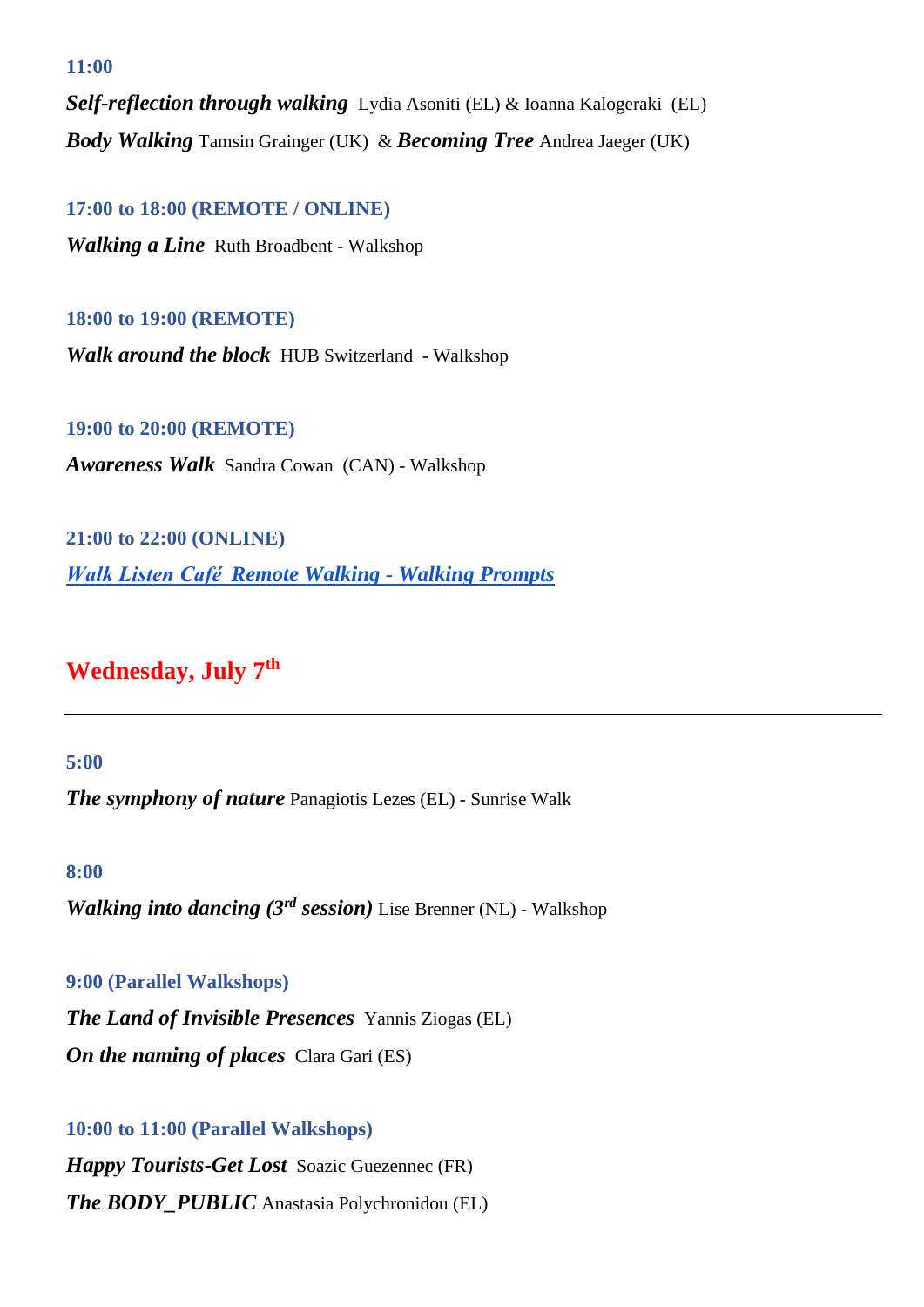**11:00**

***Self-reflection through walking*** Lydia Asoniti (EL) & Ioanna Kalogeraki (EL)

***Body Walking*** Tamsin Grainger (UK) & ***Becoming Tree*** Andrea Jaeger (UK)

**17:00 to 18:00 (REMOTE / ONLINE)**

***Walking a Line*** Ruth Broadbent - Walkshop

**18:00 to 19:00 (REMOTE)**

***Walk around the block*** HUB Switzerland - Walkshop

**19:00 to 20:00 (REMOTE)**

***Awareness Walk*** Sandra Cowan (CAN) - Walkshop

**21:00 to 22:00 (ONLINE)**

***Walk Listen Café Remote Walking - Walking Prompts***

## Wednesday, July 7th

---

**5:00**

***The symphony of nature*** Panagiotis Lezes (EL) - Sunrise Walk

**8:00**

***Walking into dancing (3rd session)*** Lise Brenner (NL) - Walkshop

**9:00 (Parallel Walkshops)**

***The Land of Invisible Presences*** Yannis Ziogas (EL)

***On the naming of places*** Clara Gari (ES)

**10:00 to 11:00 (Parallel Walkshops)**

***Happy Tourists-Get Lost*** Soazic Guezennec (FR)

***The BODY_PUBLIC*** Anastasia Polychronidou (EL)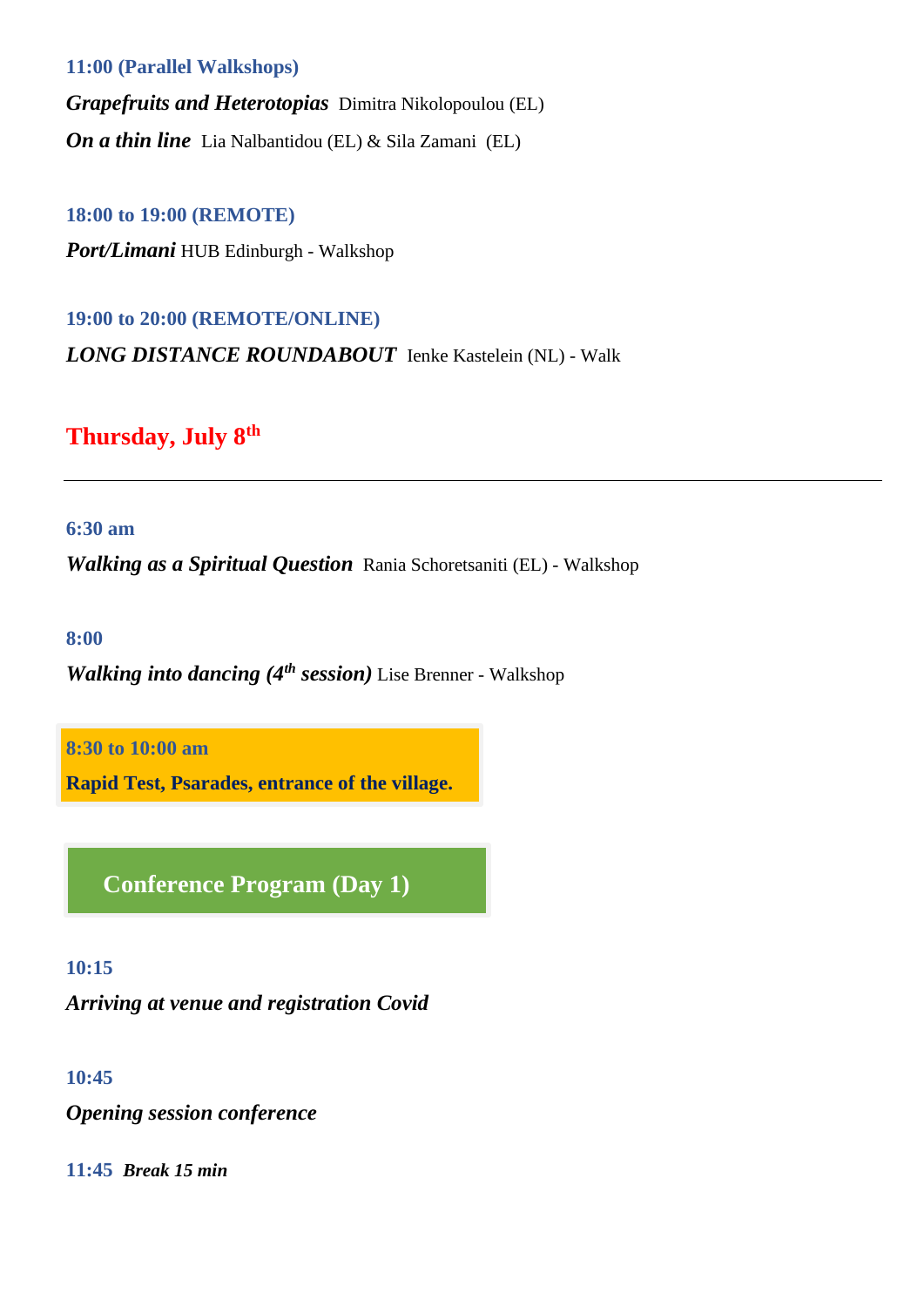**11:00 (Parallel Walkshops)**

***Grapefruits and Heterotopias*** Dimitra Nikolopoulou (EL)

***On a thin line*** Lia Nalbantidou (EL) & Sila Zamani (EL)

**18:00 to 19:00 (REMOTE)**

***Port/Limani*** HUB Edinburgh - Walkshop

**19:00 to 20:00 (REMOTE/ONLINE)**

***LONG DISTANCE ROUNDABOUT*** Ienke Kastelein (NL) - Walk

## Thursday, July 8th

---

**6:30 am**

***Walking as a Spiritual Question*** Rania Schoretsaniti (EL) - Walkshop

**8:00**

***Walking into dancing (4th session)*** Lise Brenner - Walkshop

**8:30 to 10:00 am**

**Rapid Test, Psarades, entrance of the village.**

## Conference Program (Day 1)

**10:15**

***Arriving at venue and registration Covid***

**10:45**

***Opening session conference***

**11:45** ***Break 15 min***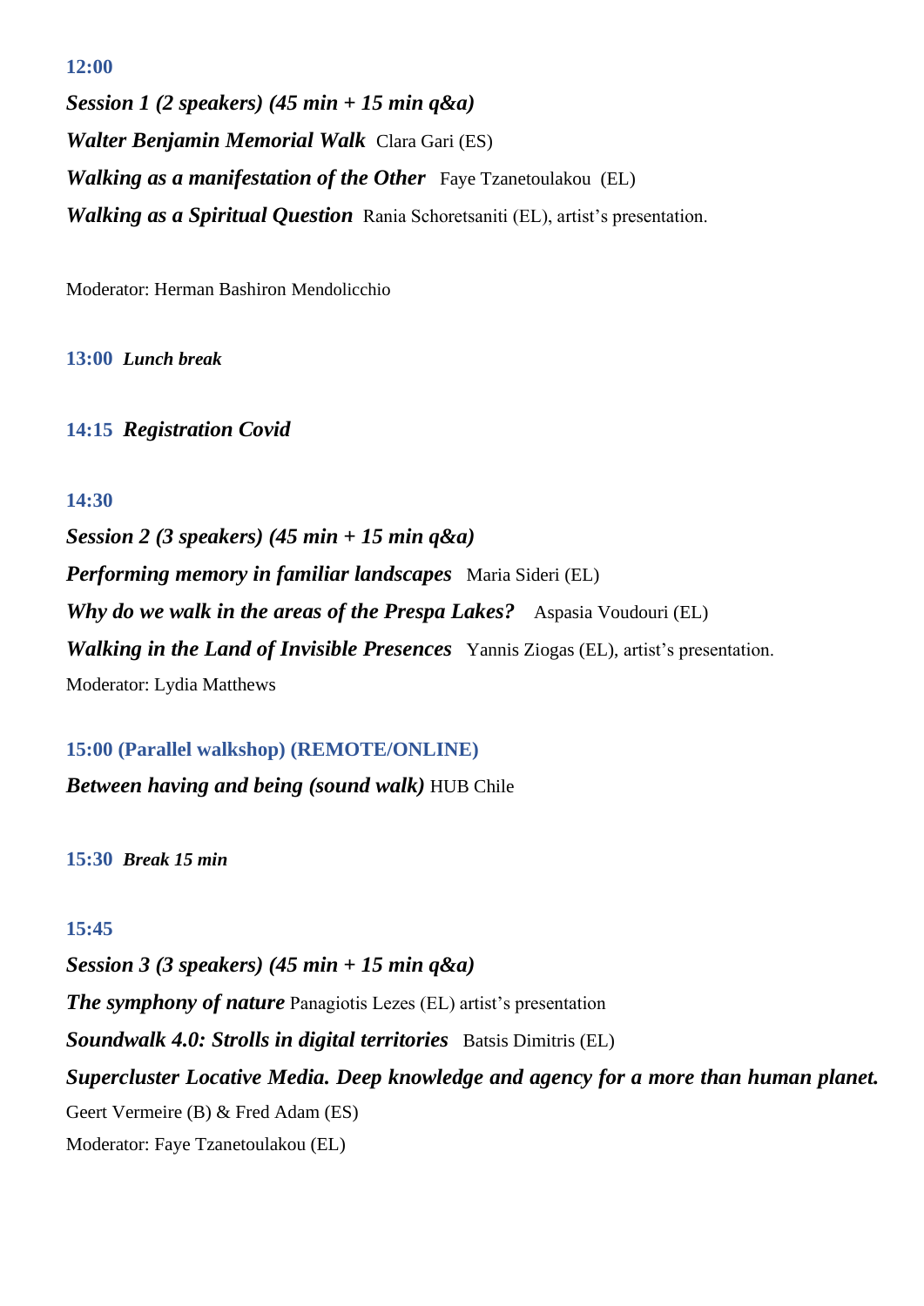**12:00**

***Session 1 (2 speakers) (45 min + 15 min q&a)***

***Walter Benjamin Memorial Walk*** Clara Gari (ES)

***Walking as a manifestation of the Other*** Faye Tzanetoulakou (EL)

***Walking as a Spiritual Question*** Rania Schoretsaniti (EL), artist's presentation.

Moderator: Herman Bashiron Mendolicchio

**13:00** ***Lunch break***

**14:15** ***Registration Covid***

**14:30**

***Session 2 (3 speakers) (45 min + 15 min q&a)***

***Performing memory in familiar landscapes*** Maria Sideri (EL)

***Why do we walk in the areas of the Prespa Lakes?*** Aspasia Voudouri (EL)

***Walking in the Land of Invisible Presences*** Yannis Ziogas (EL), artist's presentation.

Moderator: Lydia Matthews

**15:00 (Parallel walkshop) (REMOTE/ONLINE)**

***Between having and being (sound walk)*** HUB Chile

**15:30** ***Break 15 min***

**15:45**

***Session 3 (3 speakers) (45 min + 15 min q&a)***

***The symphony of nature*** Panagiotis Lezes (EL) artist's presentation

***Soundwalk 4.0: Strolls in digital territories*** Batsis Dimitris (EL)

***Supercluster Locative Media. Deep knowledge and agency for a more than human planet.***

Geert Vermeire (B) & Fred Adam (ES)

Moderator: Faye Tzanetoulakou (EL)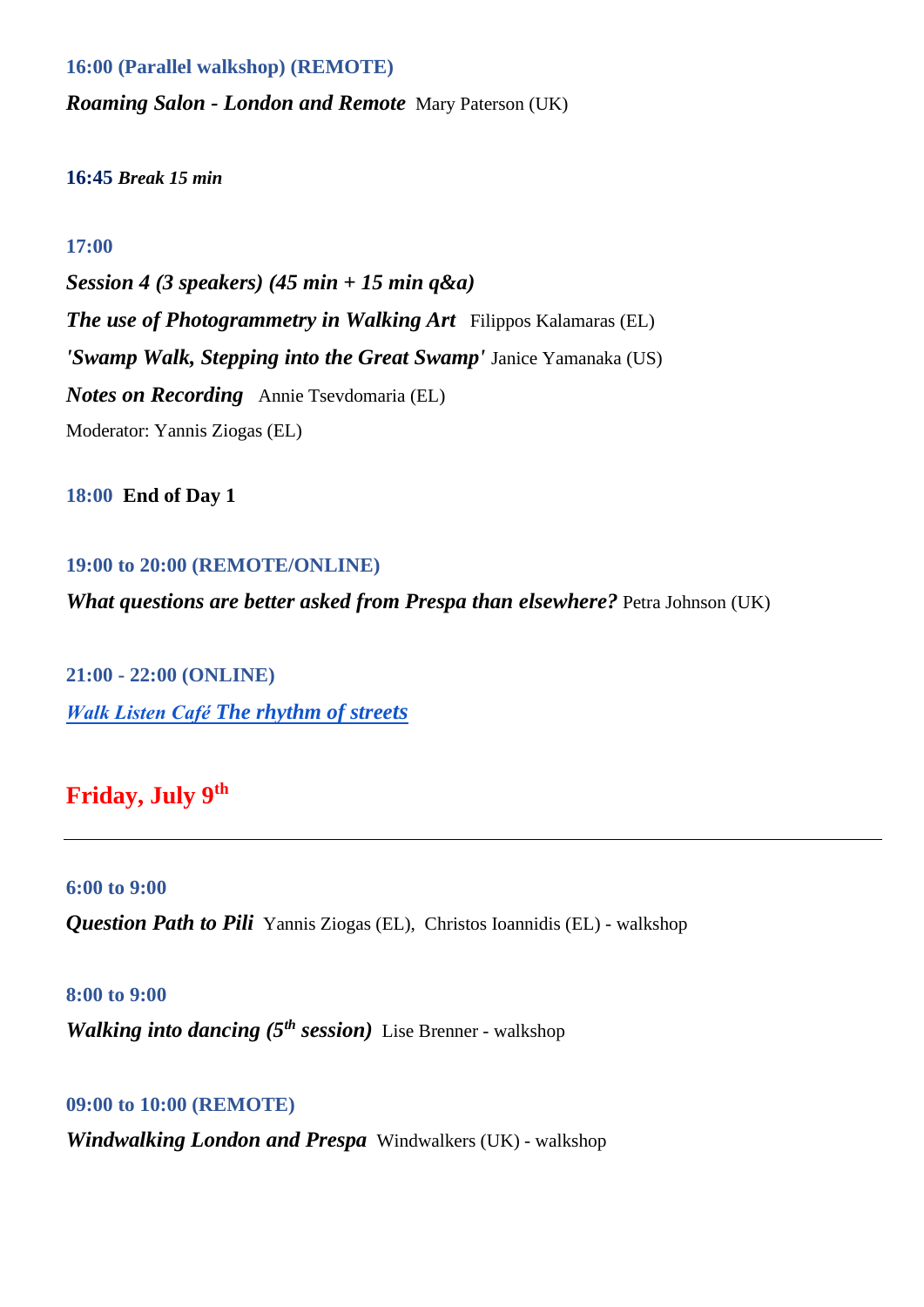**16:00 (Parallel walkshop) (REMOTE)**

***Roaming Salon - London and Remote*** Mary Paterson (UK)

**16:45** ***Break 15 min***

**17:00**

***Session 4 (3 speakers) (45 min + 15 min q&a)***

***The use of Photogrammetry in Walking Art*** Filippos Kalamaras (EL)

***'Swamp Walk, Stepping into the Great Swamp'*** Janice Yamanaka (US)

***Notes on Recording*** Annie Tsevdomaria (EL)

Moderator: Yannis Ziogas (EL)

**18:00 End of Day 1**

**19:00 to 20:00 (REMOTE/ONLINE)**

***What questions are better asked from Prespa than elsewhere?*** Petra Johnson (UK)

**21:00 - 22:00 (ONLINE)**

***Walk Listen Café The rhythm of streets***

## Friday, July 9th

---

**6:00 to 9:00**

***Question Path to Pili*** Yannis Ziogas (EL), Christos Ioannidis (EL) - walkshop

**8:00 to 9:00**

***Walking into dancing (5th session)*** Lise Brenner - walkshop

**09:00 to 10:00 (REMOTE)**

***Windwalking London and Prespa*** Windwalkers (UK) - walkshop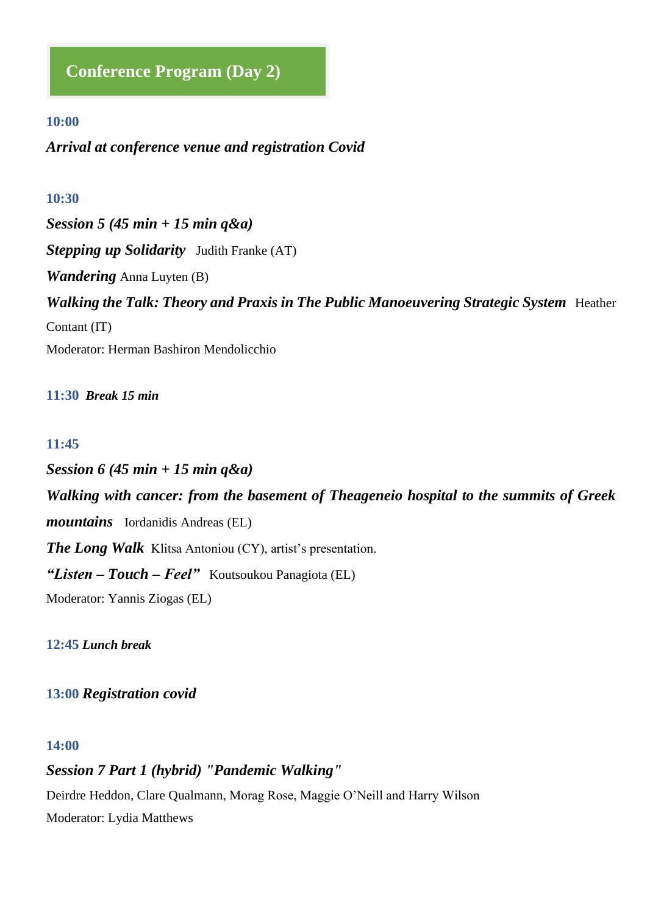# Conference Program (Day 2)

**10:00**

***Arrival at conference venue and registration Covid***

**10:30**

***Session 5 (45 min + 15 min q&a)***

***Stepping up Solidarity*** Judith Franke (AT)

***Wandering*** Anna Luyten (B)

***Walking the Talk: Theory and Praxis in The Public Manoeuvering Strategic System*** Heather Contant (IT)

Moderator: Herman Bashiron Mendolicchio

**11:30** ***Break 15 min***

**11:45**

***Session 6 (45 min + 15 min q&a)***

***Walking with cancer: from the basement of Theageneio hospital to the summits of Greek mountains*** Iordanidis Andreas (EL)

***The Long Walk*** Klitsa Antoniou (CY), artist's presentation.

***"Listen – Touch – Feel"*** Koutsoukou Panagiota (EL)

Moderator: Yannis Ziogas (EL)

**12:45** ***Lunch break***

**13:00** ***Registration covid***

**14:00**

***Session 7 Part 1 (hybrid) "Pandemic Walking"***

Deirdre Heddon, Clare Qualmann, Morag Rose, Maggie O'Neill and Harry Wilson

Moderator: Lydia Matthews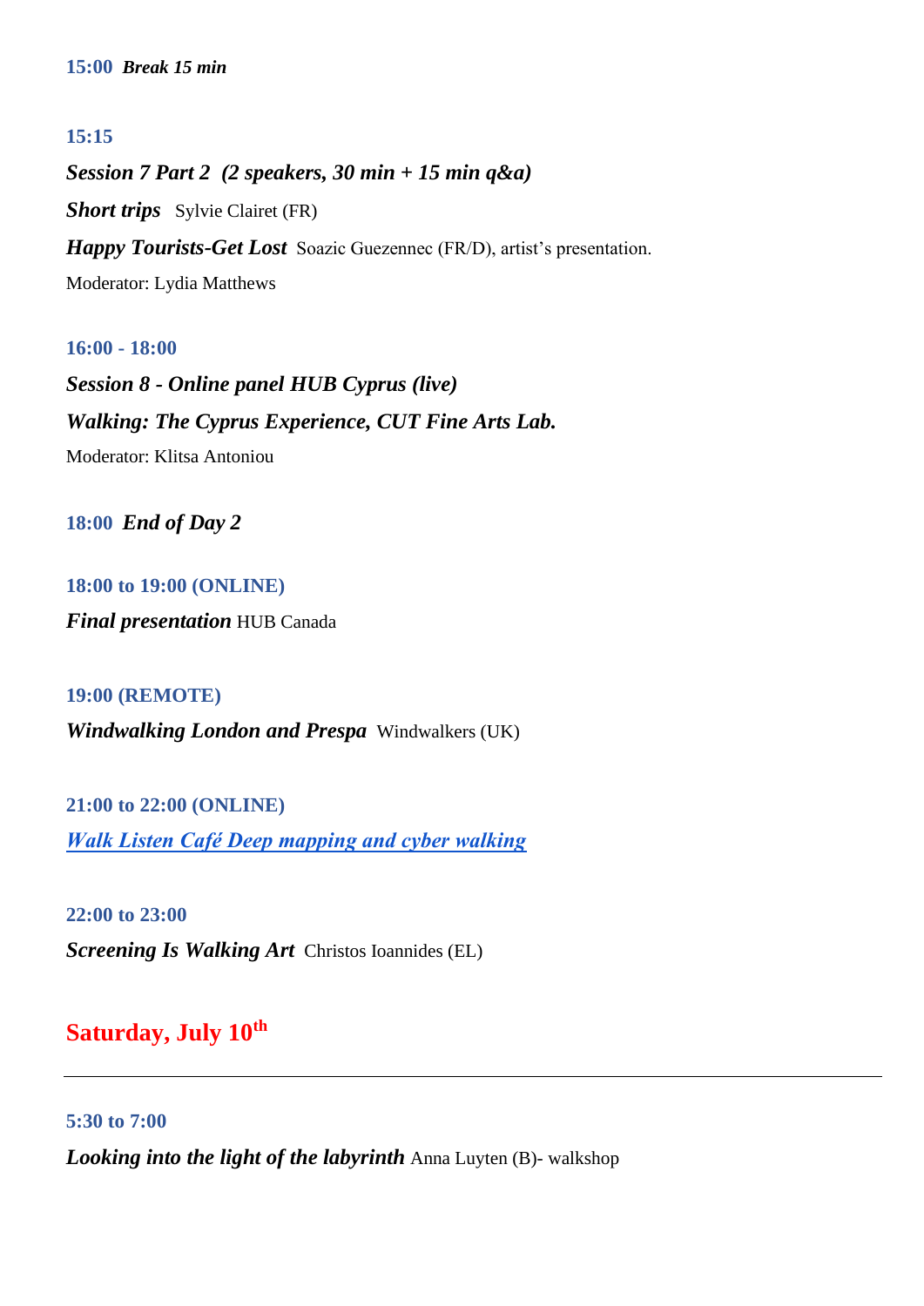**15:00** ***Break 15 min***

**15:15**

***Session 7 Part 2  (2 speakers, 30 min + 15 min q&a)***

***Short trips*** Sylvie Clairet (FR)

***Happy Tourists-Get Lost*** Soazic Guezennec (FR/D), artist's presentation.

Moderator: Lydia Matthews

**16:00 - 18:00**

***Session 8 - Online panel HUB Cyprus (live)***

***Walking: The Cyprus Experience, CUT Fine Arts Lab.***

Moderator: Klitsa Antoniou

**18:00** ***End of Day 2***

**18:00 to 19:00 (ONLINE)**

***Final presentation*** HUB Canada

**19:00 (REMOTE)**

***Windwalking London and Prespa*** Windwalkers (UK)

**21:00 to 22:00 (ONLINE)**

***Walk Listen Café Deep mapping and cyber walking***

**22:00 to 23:00**

***Screening Is Walking Art*** Christos Ioannides (EL)

## Saturday, July 10th

---

**5:30 to 7:00**

***Looking into the light of the labyrinth*** Anna Luyten (B)- walkshop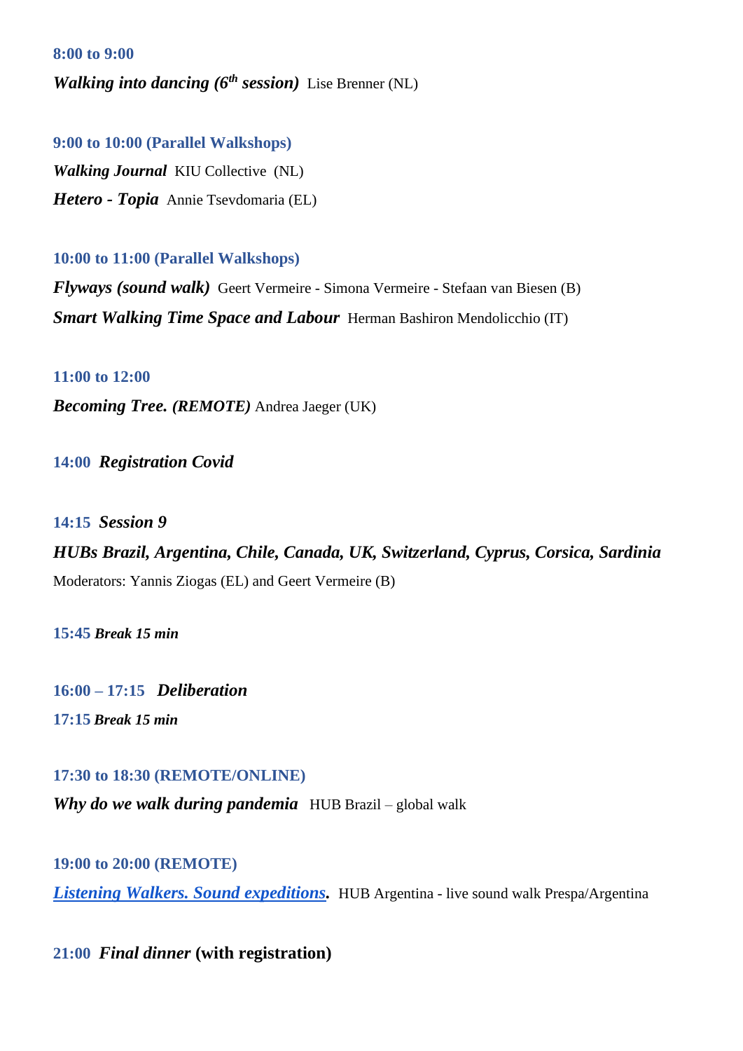**8:00 to 9:00**

***Walking into dancing (6th session)*** Lise Brenner (NL)

**9:00 to 10:00 (Parallel Walkshops)**

***Walking Journal*** KIU Collective (NL)

***Hetero - Topia*** Annie Tsevdomaria (EL)

**10:00 to 11:00 (Parallel Walkshops)**

***Flyways (sound walk)*** Geert Vermeire - Simona Vermeire - Stefaan van Biesen (B)

***Smart Walking Time Space and Labour*** Herman Bashiron Mendolicchio (IT)

**11:00 to 12:00**

***Becoming Tree. (REMOTE)*** Andrea Jaeger (UK)

**14:00** ***Registration Covid***

**14:15** ***Session 9***

***HUBs Brazil, Argentina, Chile, Canada, UK, Switzerland, Cyprus, Corsica, Sardinia***

Moderators: Yannis Ziogas (EL) and Geert Vermeire (B)

**15:45** ***Break 15 min***

**16:00 – 17:15** ***Deliberation***

**17:15** ***Break 15 min***

**17:30 to 18:30 (REMOTE/ONLINE)**

***Why do we walk during pandemia*** HUB Brazil – global walk

**19:00 to 20:00 (REMOTE)**

***Listening Walkers. Sound expeditions.*** HUB Argentina - live sound walk Prespa/Argentina

**21:00** ***Final dinner*** **(with registration)**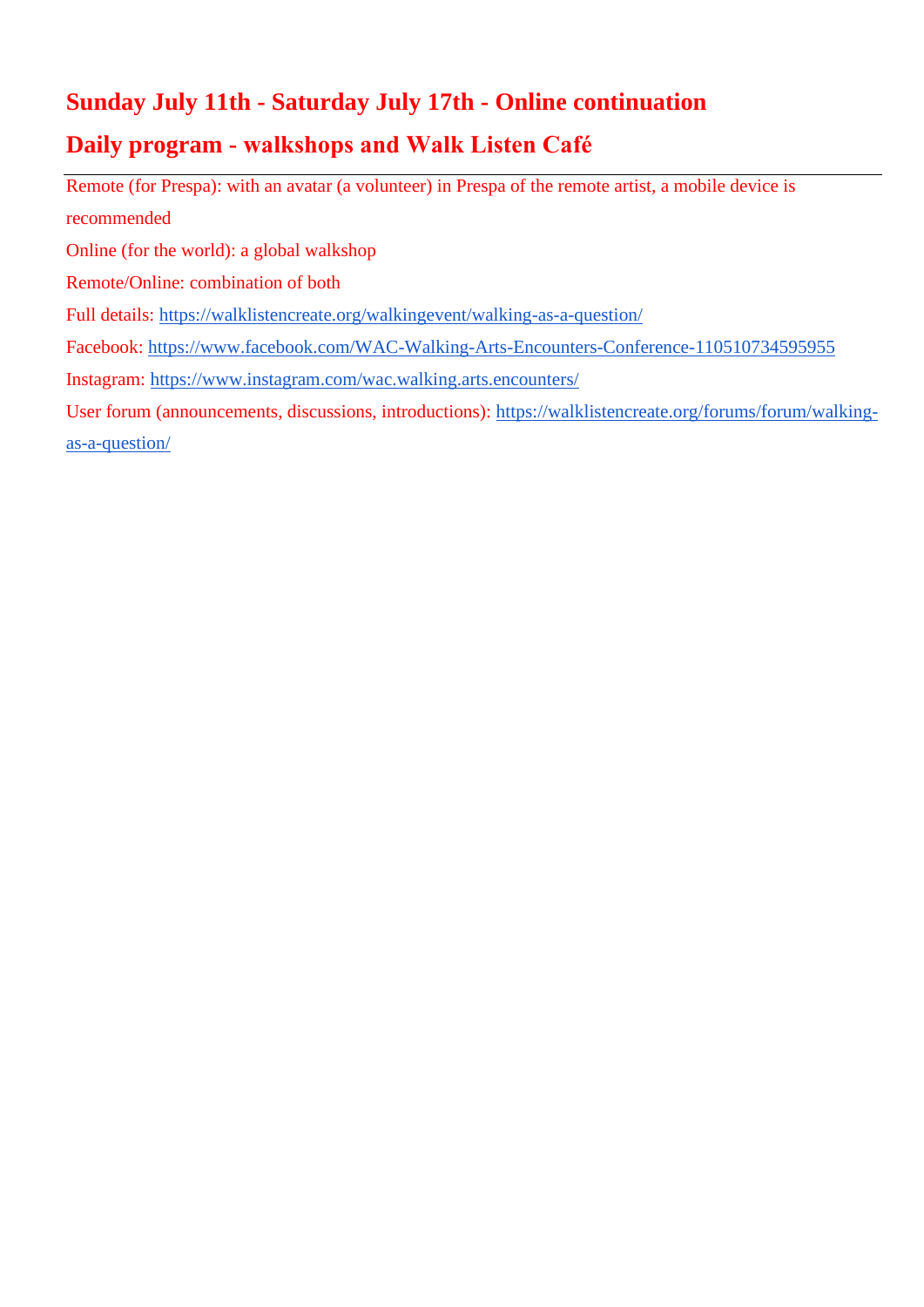## Sunday July 11th - Saturday July 17th - Online continuation

## Daily program - walkshops and Walk Listen Café

---

Remote (for Prespa): with an avatar (a volunteer) in Prespa of the remote artist, a mobile device is recommended

Online (for the world): a global walkshop

Remote/Online: combination of both

Full details: https://walklistencreate.org/walkingevent/walking-as-a-question/

Facebook: https://www.facebook.com/WAC-Walking-Arts-Encounters-Conference-110510734595955

Instagram: https://www.instagram.com/wac.walking.arts.encounters/

User forum (announcements, discussions, introductions): https://walklistencreate.org/forums/forum/walking-as-a-question/